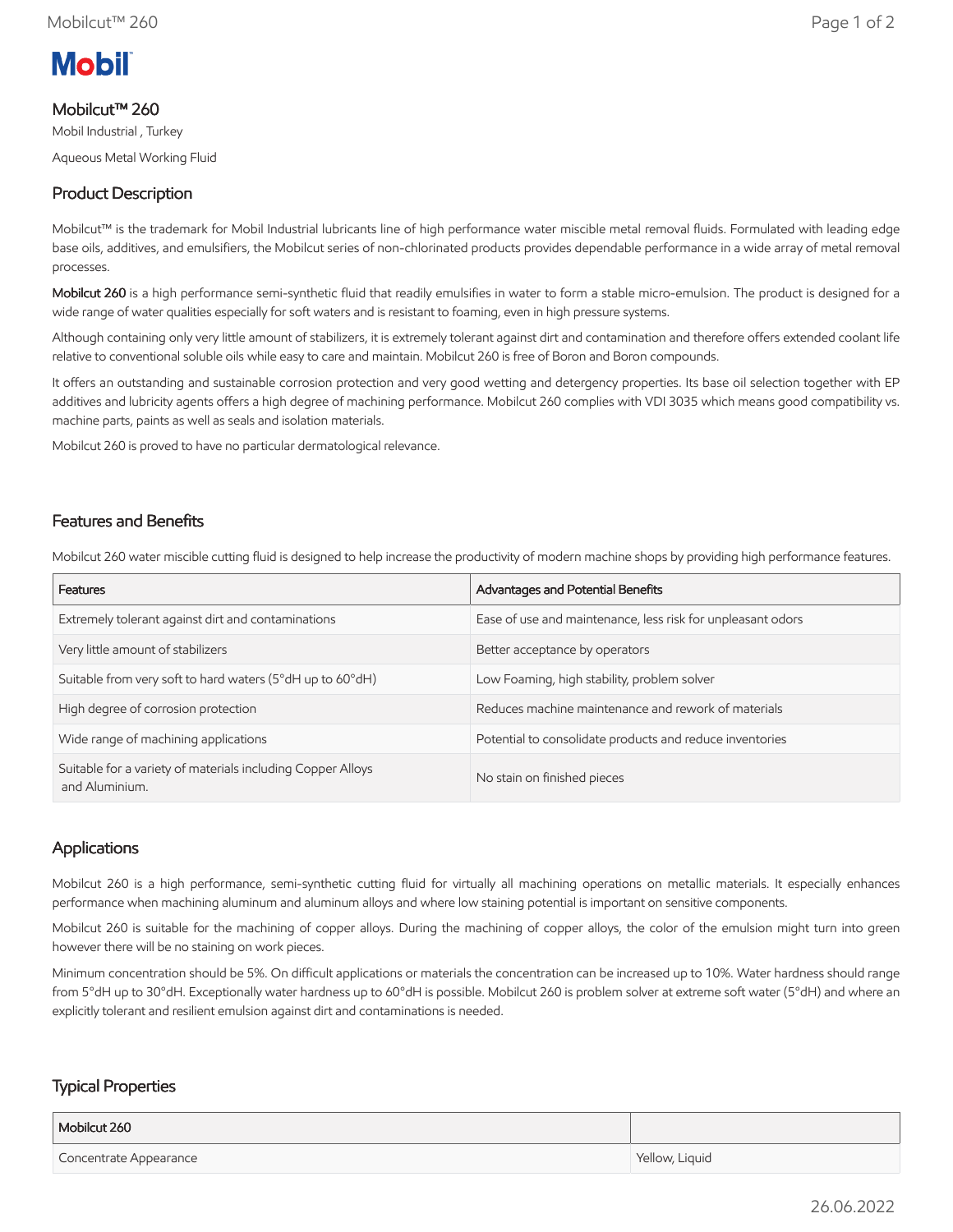Mobil

# Mobilcut™ 260

Mobil Industrial , Turkey

Aqueous Metal Working Fluid

## Product Description

Mobilcut™ is the trademark for Mobil Industrial lubricants line of high performance water miscible metal removal fluids. Formulated with leading edge base oils, additives, and emulsifiers, the Mobilcut series of non-chlorinated products provides dependable performance in a wide array of metal removal processes.

**Mobilcut 260** is a high performance semi-synthetic fluid that readily emulsifies in water to form a stable micro-emulsion. The product is designed for a wide range of water qualities especially for soft waters and is resistant to foaming, even in high pressure systems.

Although containing only very little amount of stabilizers, it is extremely tolerant against dirt and contamination and therefore offers extended coolant life relative to conventional soluble oils while easy to care and maintain. Mobilcut 260 is free of Boron and Boron compounds.

It offers an outstanding and sustainable corrosion protection and very good wetting and detergency properties. Its base oil selection together with EP additives and lubricity agents offers a high degree of machining performance. Mobilcut 260 complies with VDI 3035 which means good compatibility vs. machine parts, paints as well as seals and isolation materials.

Mobilcut 260 is proved to have no particular dermatological relevance.

## Features and Benefits

Mobilcut 260 water miscible cutting fluid is designed to help increase the productivity of modern machine shops by providing high performance features.

| Features | Advantages and Potential Benefits |
|---|---|
| Extremely tolerant against dirt and contaminations | Ease of use and maintenance, less risk for unpleasant odors |
| Very little amount of stabilizers | Better acceptance by operators |
| Suitable from very soft to hard waters (5°dH up to 60°dH) | Low Foaming, high stability, problem solver |
| High degree of corrosion protection | Reduces machine maintenance and rework of materials |
| Wide range of machining applications | Potential to consolidate products and reduce inventories |
| Suitable for a variety of materials including Copper Alloys and Aluminium. | No stain on finished pieces |

## Applications

Mobilcut 260 is a high performance, semi-synthetic cutting fluid for virtually all machining operations on metallic materials. It especially enhances performance when machining aluminum and aluminum alloys and where low staining potential is important on sensitive components.

Mobilcut 260 is suitable for the machining of copper alloys. During the machining of copper alloys, the color of the emulsion might turn into green however there will be no staining on work pieces.

Minimum concentration should be 5%. On difficult applications or materials the concentration can be increased up to 10%. Water hardness should range from 5°dH up to 30°dH. Exceptionally water hardness up to 60°dH is possible. Mobilcut 260 is problem solver at extreme soft water (5°dH) and where an explicitly tolerant and resilient emulsion against dirt and contaminations is needed.

## Typical Properties

| Mobilcut 260 | |
|---|---|
| Concentrate Appearance | Yellow, Liquid |

26.06.2022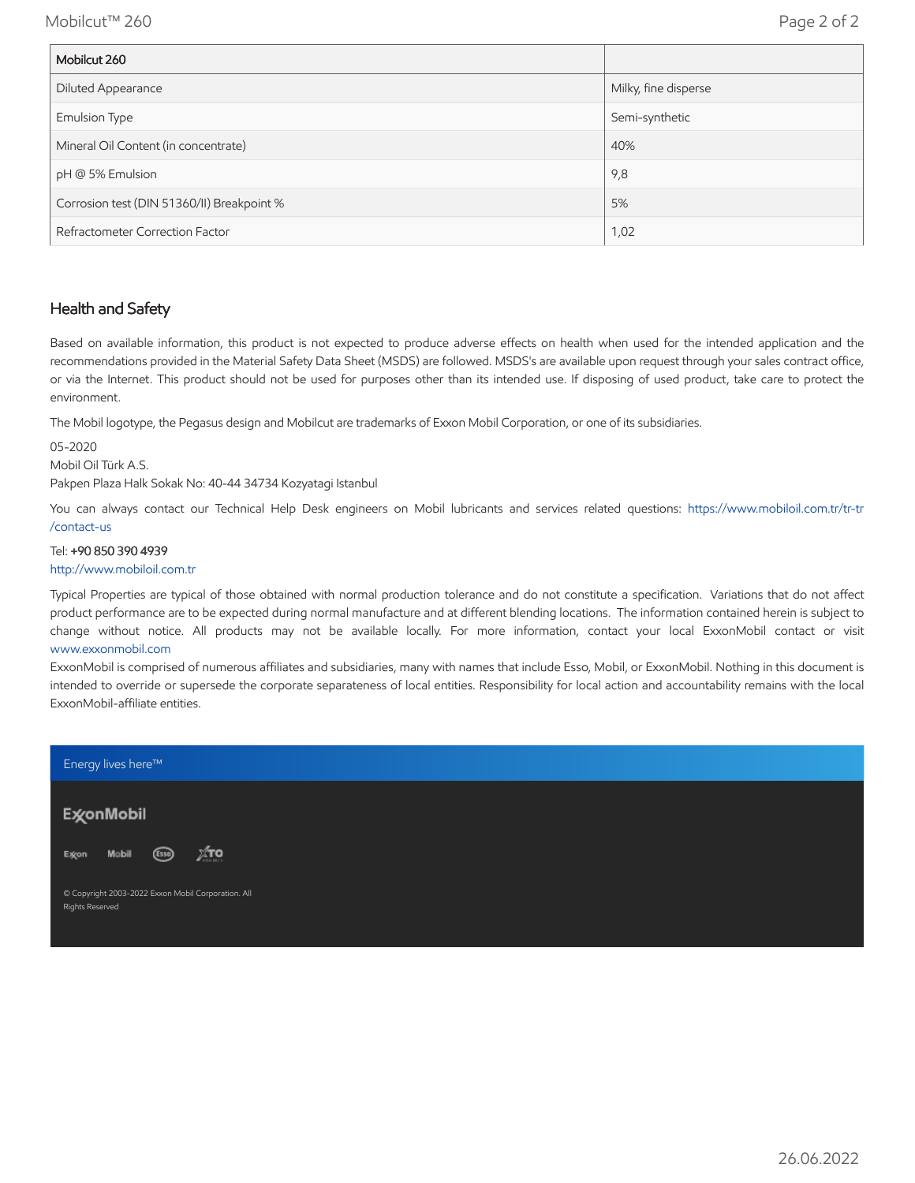| Mobilcut 260 | |
|---|---|
| Diluted Appearance | Milky, fine disperse |
| Emulsion Type | Semi-synthetic |
| Mineral Oil Content (in concentrate) | 40% |
| pH @ 5% Emulsion | 9,8 |
| Corrosion test (DIN 51360/II) Breakpoint % | 5% |
| Refractometer Correction Factor | 1,02 |

## Health and Safety

Based on available information, this product is not expected to produce adverse effects on health when used for the intended application and the recommendations provided in the Material Safety Data Sheet (MSDS) are followed. MSDS's are available upon request through your sales contract office, or via the Internet. This product should not be used for purposes other than its intended use. If disposing of used product, take care to protect the environment.

The Mobil logotype, the Pegasus design and Mobilcut are trademarks of Exxon Mobil Corporation, or one of its subsidiaries.

05-2020
Mobil Oil Türk A.S.
Pakpen Plaza Halk Sokak No: 40-44 34734 Kozyatagi Istanbul

You can always contact our Technical Help Desk engineers on Mobil lubricants and services related questions: https://www.mobiloil.com.tr/tr-tr/contact-us

Tel: +90 850 390 4939
http://www.mobiloil.com.tr

Typical Properties are typical of those obtained with normal production tolerance and do not constitute a specification. Variations that do not affect product performance are to be expected during normal manufacture and at different blending locations. The information contained herein is subject to change without notice. All products may not be available locally. For more information, contact your local ExxonMobil contact or visit www.exxonmobil.com

ExxonMobil is comprised of numerous affiliates and subsidiaries, many with names that include Esso, Mobil, or ExxonMobil. Nothing in this document is intended to override or supersede the corporate separateness of local entities. Responsibility for local action and accountability remains with the local ExxonMobil-affiliate entities.

Energy lives here™

ExxonMobil

Exxon Mobil Esso XTO

© Copyright 2003-2022 Exxon Mobil Corporation. All Rights Reserved

26.06.2022